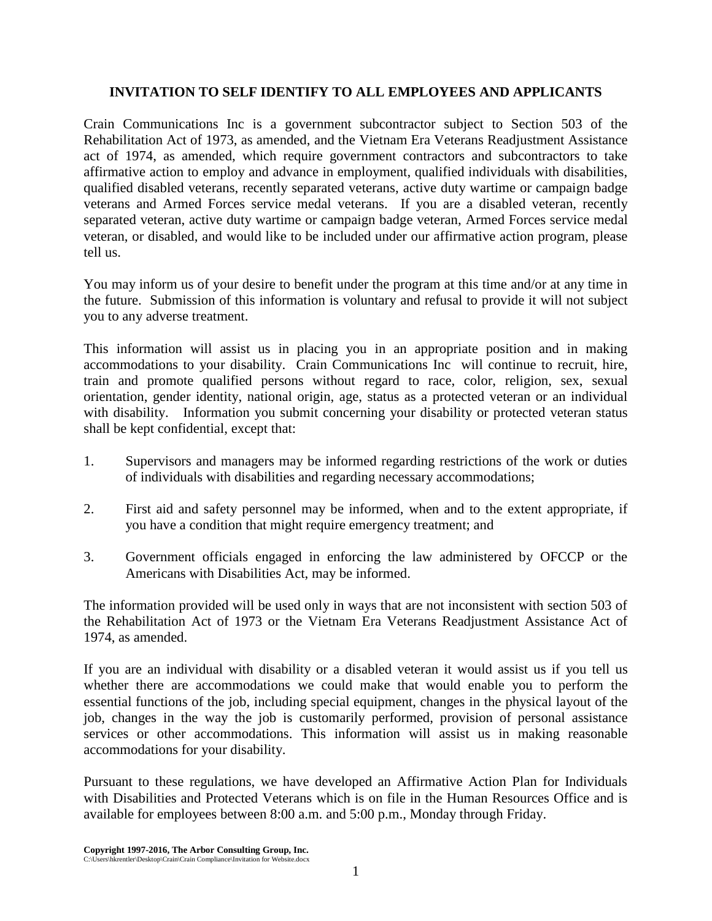**INVITATION TO SELF IDENTIFY TO ALL EMPLOYEES AND APPLICANTS**

Crain Communications Inc is a government subcontractor subject to Section 503 of the Rehabilitation Act of 1973, as amended, and the Vietnam Era Veterans Readjustment Assistance act of 1974, as amended, which require government contractors and subcontractors to take affirmative action to employ and advance in employment, qualified individuals with disabilities, qualified disabled veterans, recently separated veterans, active duty wartime or campaign badge veterans and Armed Forces service medal veterans. If you are a disabled veteran, recently separated veteran, active duty wartime or campaign badge veteran, Armed Forces service medal veteran, or disabled, and would like to be included under our affirmative action program, please tell us.

You may inform us of your desire to benefit under the program at this time and/or at any time in the future. Submission of this information is voluntary and refusal to provide it will not subject you to any adverse treatment.

This information will assist us in placing you in an appropriate position and in making accommodations to your disability. Crain Communications Inc will continue to recruit, hire, train and promote qualified persons without regard to race, color, religion, sex, sexual orientation, gender identity, national origin, age, status as a protected veteran or an individual with disability. Information you submit concerning your disability or protected veteran status shall be kept confidential, except that:

1. Supervisors and managers may be informed regarding restrictions of the work or duties of individuals with disabilities and regarding necessary accommodations;

2. First aid and safety personnel may be informed, when and to the extent appropriate, if you have a condition that might require emergency treatment; and

3. Government officials engaged in enforcing the law administered by OFCCP or the Americans with Disabilities Act, may be informed.

The information provided will be used only in ways that are not inconsistent with section 503 of the Rehabilitation Act of 1973 or the Vietnam Era Veterans Readjustment Assistance Act of 1974, as amended.

If you are an individual with disability or a disabled veteran it would assist us if you tell us whether there are accommodations we could make that would enable you to perform the essential functions of the job, including special equipment, changes in the physical layout of the job, changes in the way the job is customarily performed, provision of personal assistance services or other accommodations. This information will assist us in making reasonable accommodations for your disability.

Pursuant to these regulations, we have developed an Affirmative Action Plan for Individuals with Disabilities and Protected Veterans which is on file in the Human Resources Office and is available for employees between 8:00 a.m. and 5:00 p.m., Monday through Friday.

**Copyright 1997-2016, The Arbor Consulting Group, Inc.**
C:\Users\hkrentler\Desktop\Crain\Crain Compliance\Invitation for Website.docx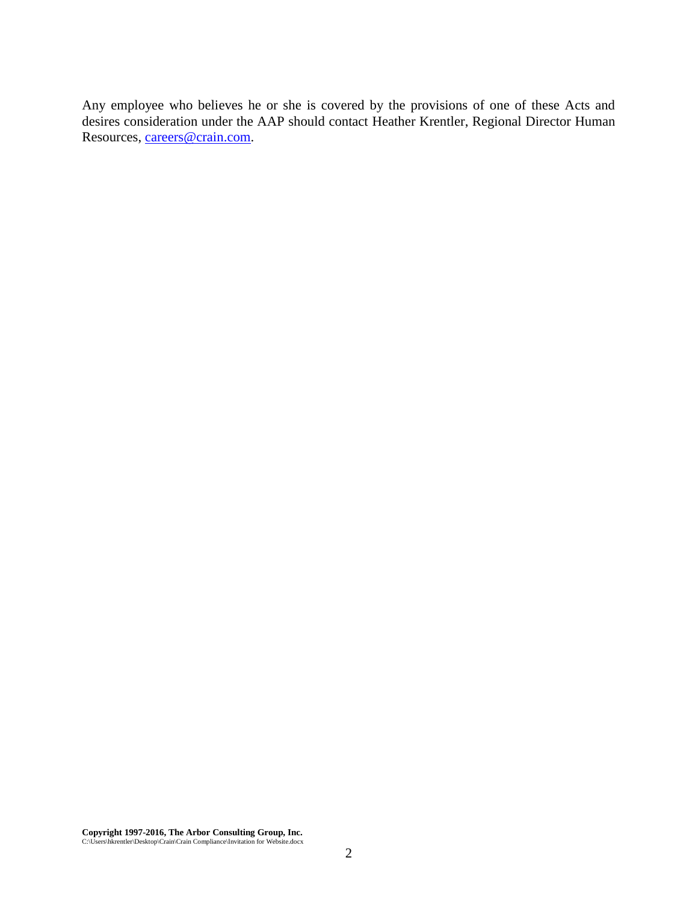Any employee who believes he or she is covered by the provisions of one of these Acts and desires consideration under the AAP should contact Heather Krentler, Regional Director Human Resources, careers@crain.com.